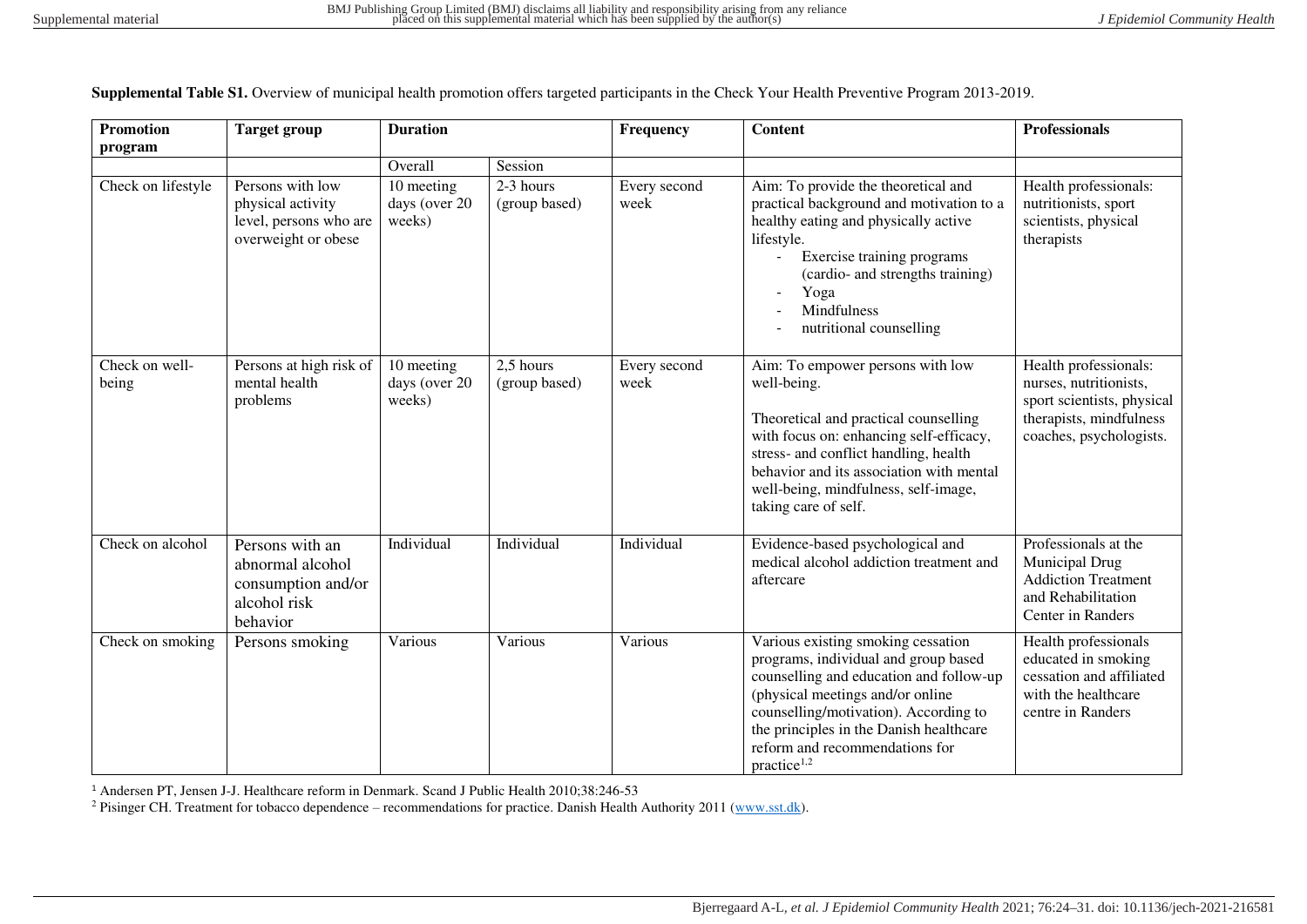**Supplemental Table S1.** Overview of municipal health promotion offers targeted participants in the Check Your Health Preventive Program 2013-2019.

| Promotion program | Target group | Duration | | Frequency | Content | Professionals |
|---|---|---|---|---|---|---|
| | | Overall | Session | | | |
| Check on lifestyle | Persons with low physical activity level, persons who are overweight or obese | 10 meeting days (over 20 weeks) | 2-3 hours (group based) | Every second week | Aim: To provide the theoretical and practical background and motivation to a healthy eating and physically active lifestyle.<br>- Exercise training programs (cardio- and strengths training)<br>- Yoga<br>- Mindfulness<br>- nutritional counselling | Health professionals: nutritionists, sport scientists, physical therapists |
| Check on well-being | Persons at high risk of mental health problems | 10 meeting days (over 20 weeks) | 2,5 hours (group based) | Every second week | Aim: To empower persons with low well-being.<br><br>Theoretical and practical counselling with focus on: enhancing self-efficacy, stress- and conflict handling, health behavior and its association with mental well-being, mindfulness, self-image, taking care of self. | Health professionals: nurses, nutritionists, sport scientists, physical therapists, mindfulness coaches, psychologists. |
| Check on alcohol | Persons with an abnormal alcohol consumption and/or alcohol risk behavior | Individual | Individual | Individual | Evidence-based psychological and medical alcohol addiction treatment and aftercare | Professionals at the Municipal Drug Addiction Treatment and Rehabilitation Center in Randers |
| Check on smoking | Persons smoking | Various | Various | Various | Various existing smoking cessation programs, individual and group based counselling and education and follow-up (physical meetings and/or online counselling/motivation). According to the principles in the Danish healthcare reform and recommendations for practice[1,2] | Health professionals educated in smoking cessation and affiliated with the healthcare centre in Randers |

[1] Andersen PT, Jensen J-J. Healthcare reform in Denmark. Scand J Public Health 2010;38:246-53

[2] Pisinger CH. Treatment for tobacco dependence – recommendations for practice. Danish Health Authority 2011 (www.sst.dk).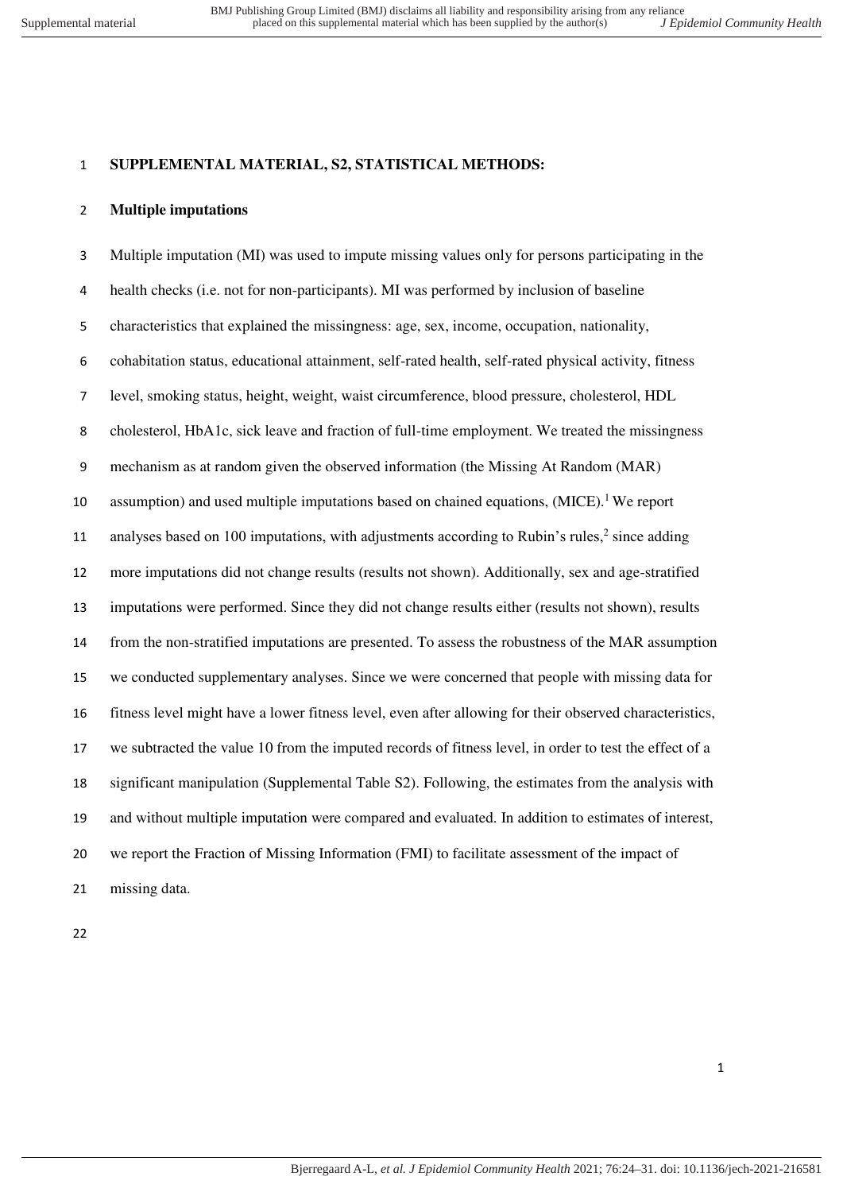# SUPPLEMENTAL MATERIAL, S2, STATISTICAL METHODS:

## Multiple imputations

Multiple imputation (MI) was used to impute missing values only for persons participating in the health checks (i.e. not for non-participants). MI was performed by inclusion of baseline characteristics that explained the missingness: age, sex, income, occupation, nationality, cohabitation status, educational attainment, self-rated health, self-rated physical activity, fitness level, smoking status, height, weight, waist circumference, blood pressure, cholesterol, HDL cholesterol, HbA1c, sick leave and fraction of full-time employment. We treated the missingness mechanism as at random given the observed information (the Missing At Random (MAR) assumption) and used multiple imputations based on chained equations, (MICE).[1] We report analyses based on 100 imputations, with adjustments according to Rubin's rules,[2] since adding more imputations did not change results (results not shown). Additionally, sex and age-stratified imputations were performed. Since they did not change results either (results not shown), results from the non-stratified imputations are presented. To assess the robustness of the MAR assumption we conducted supplementary analyses. Since we were concerned that people with missing data for fitness level might have a lower fitness level, even after allowing for their observed characteristics, we subtracted the value 10 from the imputed records of fitness level, in order to test the effect of a significant manipulation (Supplemental Table S2). Following, the estimates from the analysis with and without multiple imputation were compared and evaluated. In addition to estimates of interest, we report the Fraction of Missing Information (FMI) to facilitate assessment of the impact of missing data.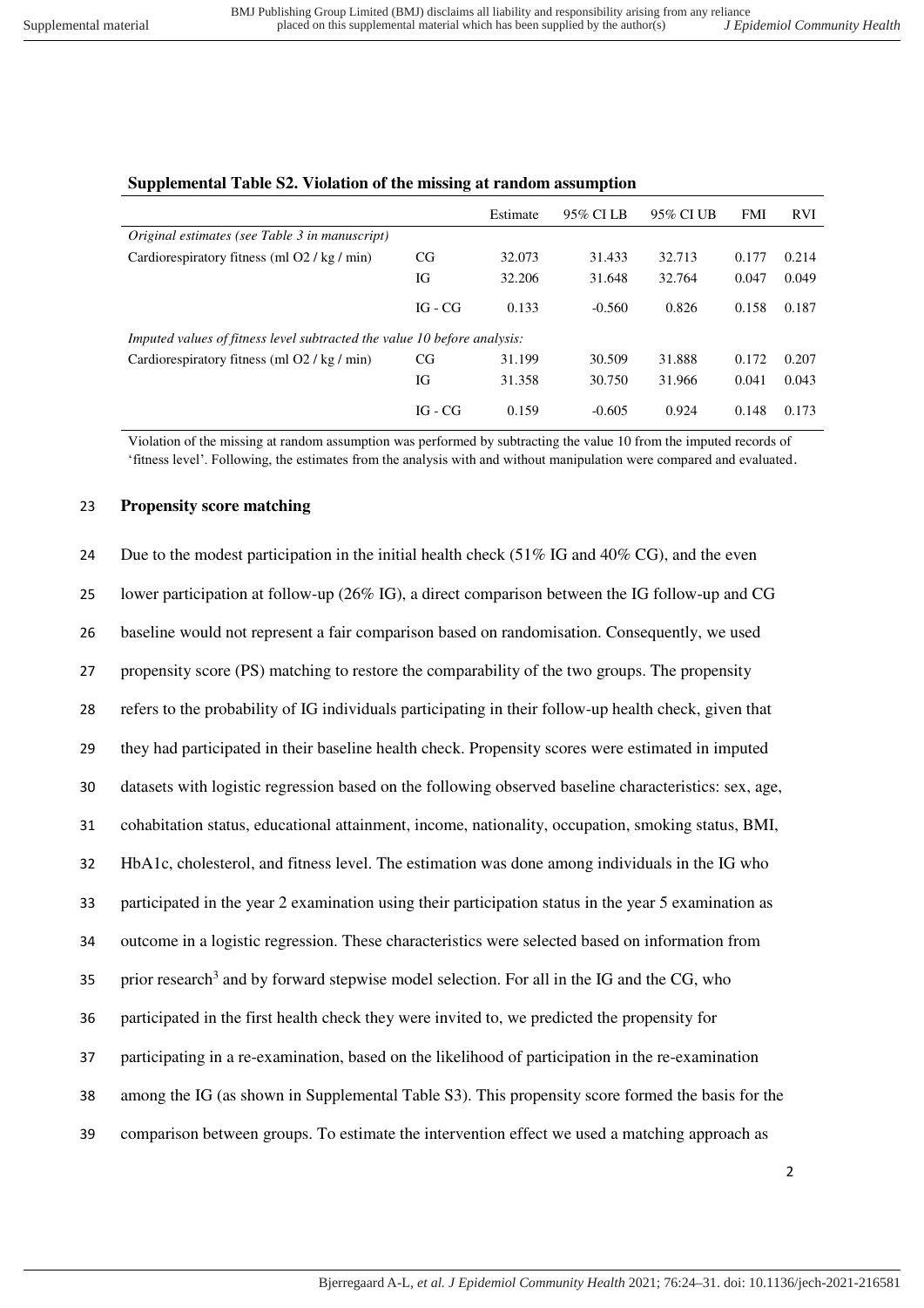**Supplemental Table S2. Violation of the missing at random assumption**

| | | Estimate | 95% CI LB | 95% CI UB | FMI | RVI |
|---|---|---|---|---|---|---|
| *Original estimates (see Table 3 in manuscript)* | | | | | | |
| Cardiorespiratory fitness (ml O2 / kg / min) | CG | 32.073 | 31.433 | 32.713 | 0.177 | 0.214 |
| | IG | 32.206 | 31.648 | 32.764 | 0.047 | 0.049 |
| | IG - CG | 0.133 | -0.560 | 0.826 | 0.158 | 0.187 |
| *Imputed values of fitness level subtracted the value 10 before analysis:* | | | | | | |
| Cardiorespiratory fitness (ml O2 / kg / min) | CG | 31.199 | 30.509 | 31.888 | 0.172 | 0.207 |
| | IG | 31.358 | 30.750 | 31.966 | 0.041 | 0.043 |
| | IG - CG | 0.159 | -0.605 | 0.924 | 0.148 | 0.173 |

Violation of the missing at random assumption was performed by subtracting the value 10 from the imputed records of 'fitness level'. Following, the estimates from the analysis with and without manipulation were compared and evaluated.

**Propensity score matching**

Due to the modest participation in the initial health check (51% IG and 40% CG), and the even lower participation at follow-up (26% IG), a direct comparison between the IG follow-up and CG baseline would not represent a fair comparison based on randomisation. Consequently, we used propensity score (PS) matching to restore the comparability of the two groups. The propensity refers to the probability of IG individuals participating in their follow-up health check, given that they had participated in their baseline health check. Propensity scores were estimated in imputed datasets with logistic regression based on the following observed baseline characteristics: sex, age, cohabitation status, educational attainment, income, nationality, occupation, smoking status, BMI, HbA1c, cholesterol, and fitness level. The estimation was done among individuals in the IG who participated in the year 2 examination using their participation status in the year 5 examination as outcome in a logistic regression. These characteristics were selected based on information from prior research[3] and by forward stepwise model selection. For all in the IG and the CG, who participated in the first health check they were invited to, we predicted the propensity for participating in a re-examination, based on the likelihood of participation in the re-examination among the IG (as shown in Supplemental Table S3). This propensity score formed the basis for the comparison between groups. To estimate the intervention effect we used a matching approach as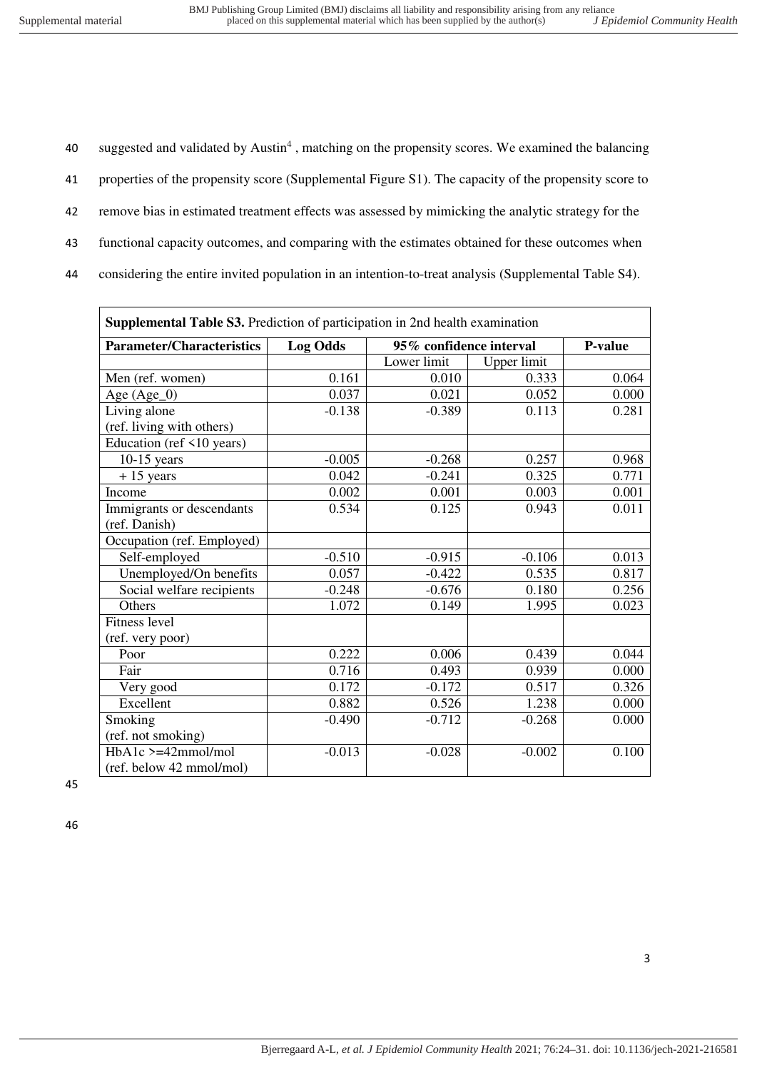suggested and validated by Austin[4], matching on the propensity scores. We examined the balancing properties of the propensity score (Supplemental Figure S1). The capacity of the propensity score to remove bias in estimated treatment effects was assessed by mimicking the analytic strategy for the functional capacity outcomes, and comparing with the estimates obtained for these outcomes when considering the entire invited population in an intention-to-treat analysis (Supplemental Table S4).

**Supplemental Table S3.** Prediction of participation in 2nd health examination

| Parameter/Characteristics | Log Odds | 95% confidence interval | | P-value |
|---|---|---|---|---|
| | | Lower limit | Upper limit | |
| Men (ref. women) | 0.161 | 0.010 | 0.333 | 0.064 |
| Age (Age_0) | 0.037 | 0.021 | 0.052 | 0.000 |
| Living alone (ref. living with others) | -0.138 | -0.389 | 0.113 | 0.281 |
| Education (ref <10 years) | | | | |
| 10-15 years | -0.005 | -0.268 | 0.257 | 0.968 |
| + 15 years | 0.042 | -0.241 | 0.325 | 0.771 |
| Income | 0.002 | 0.001 | 0.003 | 0.001 |
| Immigrants or descendants (ref. Danish) | 0.534 | 0.125 | 0.943 | 0.011 |
| Occupation (ref. Employed) | | | | |
| Self-employed | -0.510 | -0.915 | -0.106 | 0.013 |
| Unemployed/On benefits | 0.057 | -0.422 | 0.535 | 0.817 |
| Social welfare recipients | -0.248 | -0.676 | 0.180 | 0.256 |
| Others | 1.072 | 0.149 | 1.995 | 0.023 |
| Fitness level (ref. very poor) | | | | |
| Poor | 0.222 | 0.006 | 0.439 | 0.044 |
| Fair | 0.716 | 0.493 | 0.939 | 0.000 |
| Very good | 0.172 | -0.172 | 0.517 | 0.326 |
| Excellent | 0.882 | 0.526 | 1.238 | 0.000 |
| Smoking (ref. not smoking) | -0.490 | -0.712 | -0.268 | 0.000 |
| HbA1c >=42mmol/mol (ref. below 42 mmol/mol) | -0.013 | -0.028 | -0.002 | 0.100 |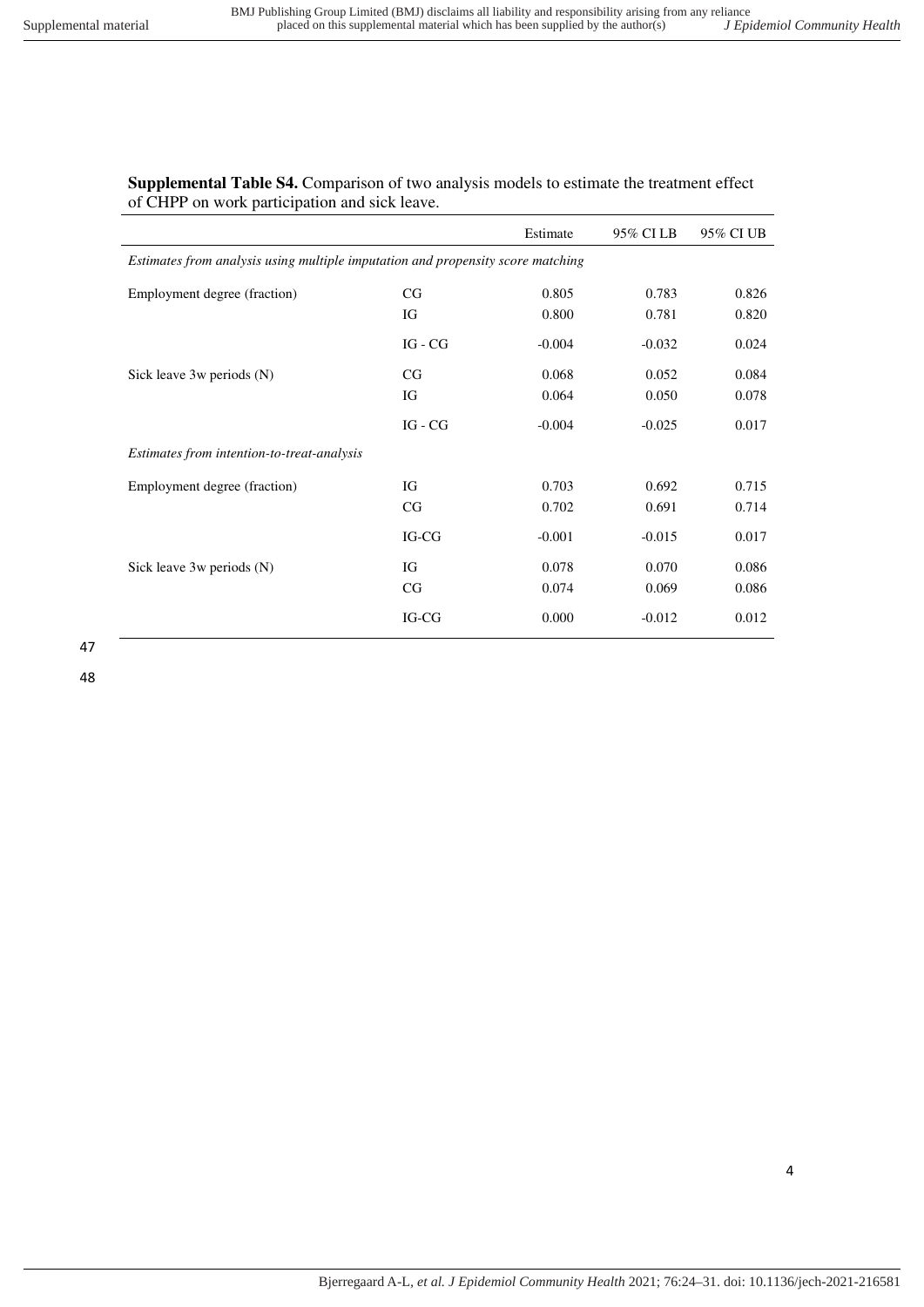**Supplemental Table S4.** Comparison of two analysis models to estimate the treatment effect of CHPP on work participation and sick leave.

| | | Estimate | 95% CI LB | 95% CI UB |
|---|---|---|---|---|
| *Estimates from analysis using multiple imputation and propensity score matching* | | | | |
| Employment degree (fraction) | CG | 0.805 | 0.783 | 0.826 |
| | IG | 0.800 | 0.781 | 0.820 |
| | IG - CG | -0.004 | -0.032 | 0.024 |
| Sick leave 3w periods (N) | CG | 0.068 | 0.052 | 0.084 |
| | IG | 0.064 | 0.050 | 0.078 |
| | IG - CG | -0.004 | -0.025 | 0.017 |
| *Estimates from intention-to-treat-analysis* | | | | |
| Employment degree (fraction) | IG | 0.703 | 0.692 | 0.715 |
| | CG | 0.702 | 0.691 | 0.714 |
| | IG-CG | -0.001 | -0.015 | 0.017 |
| Sick leave 3w periods (N) | IG | 0.078 | 0.070 | 0.086 |
| | CG | 0.074 | 0.069 | 0.086 |
| | IG-CG | 0.000 | -0.012 | 0.012 |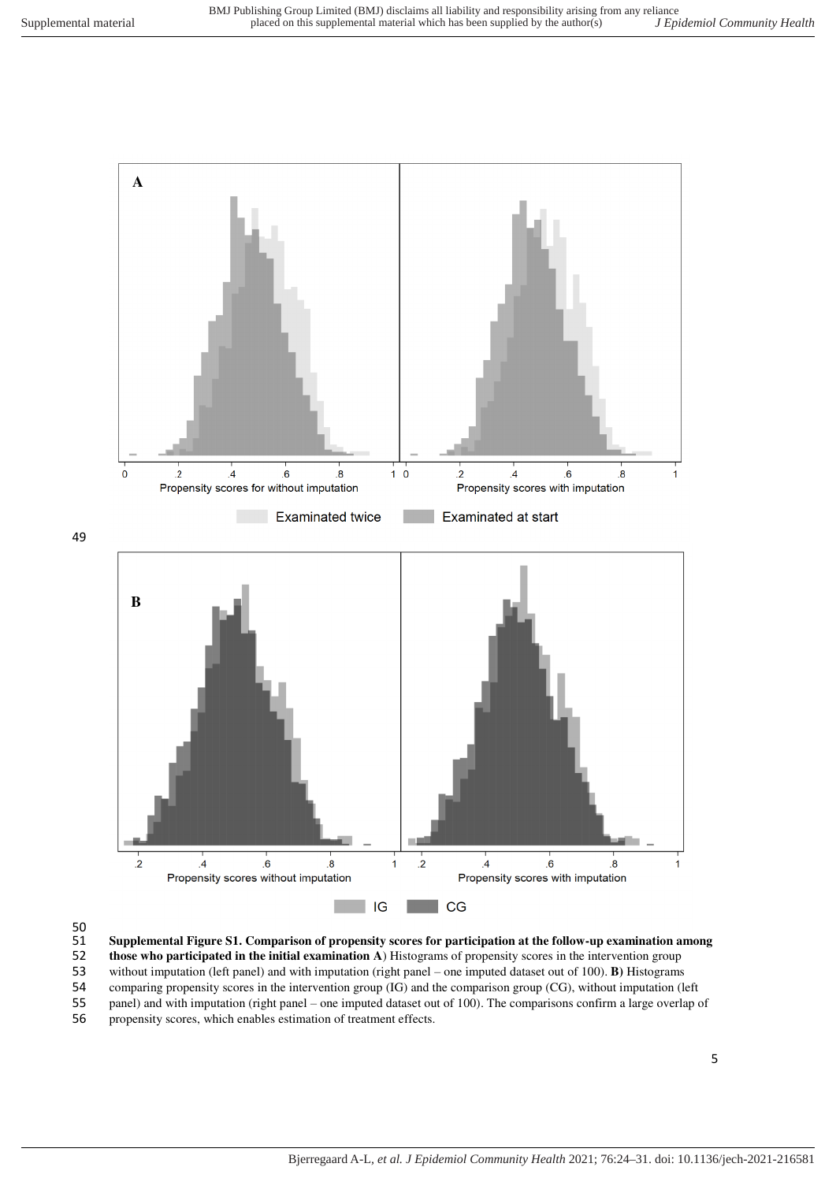**Supplemental Figure S1. Comparison of propensity scores for participation at the follow-up examination among those who participated in the initial examination A**) Histograms of propensity scores in the intervention group without imputation (left panel) and with imputation (right panel – one imputed dataset out of 100). **B)** Histograms comparing propensity scores in the intervention group (IG) and the comparison group (CG), without imputation (left panel) and with imputation (right panel – one imputed dataset out of 100). The comparisons confirm a large overlap of propensity scores, which enables estimation of treatment effects.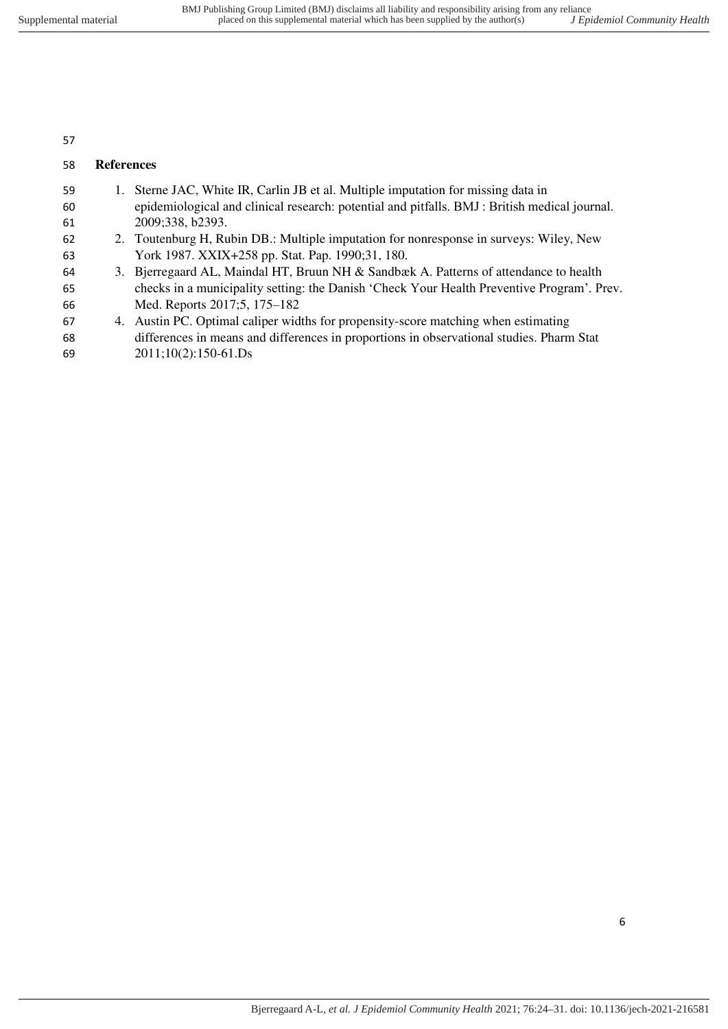## References

1. Sterne JAC, White IR, Carlin JB et al. Multiple imputation for missing data in epidemiological and clinical research: potential and pitfalls. BMJ : British medical journal. 2009;338, b2393.
2. Toutenburg H, Rubin DB.: Multiple imputation for nonresponse in surveys: Wiley, New York 1987. XXIX+258 pp. Stat. Pap. 1990;31, 180.
3. Bjerregaard AL, Maindal HT, Bruun NH & Sandbæk A. Patterns of attendance to health checks in a municipality setting: the Danish 'Check Your Health Preventive Program'. Prev. Med. Reports 2017;5, 175–182
4. Austin PC. Optimal caliper widths for propensity-score matching when estimating differences in means and differences in proportions in observational studies. Pharm Stat 2011;10(2):150-61.Ds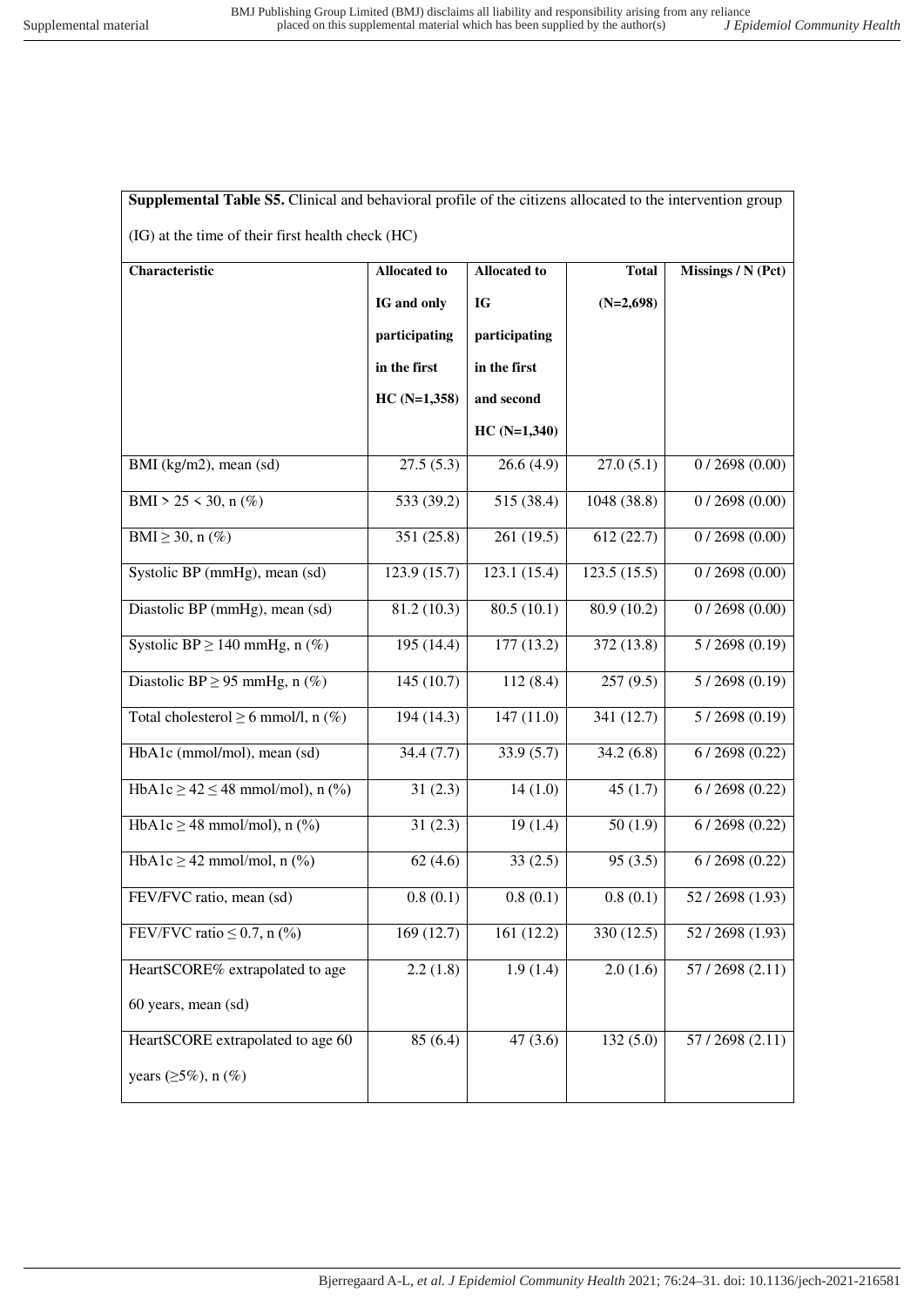**Supplemental Table S5.** Clinical and behavioral profile of the citizens allocated to the intervention group (IG) at the time of their first health check (HC)

| Characteristic | Allocated to IG and only participating in the first HC (N=1,358) | Allocated to IG participating in the first and second HC (N=1,340) | Total (N=2,698) | Missings / N (Pct) |
|---|---|---|---|---|
| BMI (kg/m2), mean (sd) | 27.5 (5.3) | 26.6 (4.9) | 27.0 (5.1) | 0 / 2698 (0.00) |
| BMI > 25 < 30, n (%) | 533 (39.2) | 515 (38.4) | 1048 (38.8) | 0 / 2698 (0.00) |
| BMI ≥ 30, n (%) | 351 (25.8) | 261 (19.5) | 612 (22.7) | 0 / 2698 (0.00) |
| Systolic BP (mmHg), mean (sd) | 123.9 (15.7) | 123.1 (15.4) | 123.5 (15.5) | 0 / 2698 (0.00) |
| Diastolic BP (mmHg), mean (sd) | 81.2 (10.3) | 80.5 (10.1) | 80.9 (10.2) | 0 / 2698 (0.00) |
| Systolic BP ≥ 140 mmHg, n (%) | 195 (14.4) | 177 (13.2) | 372 (13.8) | 5 / 2698 (0.19) |
| Diastolic BP ≥ 95 mmHg, n (%) | 145 (10.7) | 112 (8.4) | 257 (9.5) | 5 / 2698 (0.19) |
| Total cholesterol ≥ 6 mmol/l, n (%) | 194 (14.3) | 147 (11.0) | 341 (12.7) | 5 / 2698 (0.19) |
| HbA1c (mmol/mol), mean (sd) | 34.4 (7.7) | 33.9 (5.7) | 34.2 (6.8) | 6 / 2698 (0.22) |
| HbA1c ≥ 42 ≤ 48 mmol/mol), n (%) | 31 (2.3) | 14 (1.0) | 45 (1.7) | 6 / 2698 (0.22) |
| HbA1c ≥ 48 mmol/mol), n (%) | 31 (2.3) | 19 (1.4) | 50 (1.9) | 6 / 2698 (0.22) |
| HbA1c ≥ 42 mmol/mol, n (%) | 62 (4.6) | 33 (2.5) | 95 (3.5) | 6 / 2698 (0.22) |
| FEV/FVC ratio, mean (sd) | 0.8 (0.1) | 0.8 (0.1) | 0.8 (0.1) | 52 / 2698 (1.93) |
| FEV/FVC ratio ≤ 0.7, n (%) | 169 (12.7) | 161 (12.2) | 330 (12.5) | 52 / 2698 (1.93) |
| HeartSCORE% extrapolated to age 60 years, mean (sd) | 2.2 (1.8) | 1.9 (1.4) | 2.0 (1.6) | 57 / 2698 (2.11) |
| HeartSCORE extrapolated to age 60 years (≥5%), n (%) | 85 (6.4) | 47 (3.6) | 132 (5.0) | 57 / 2698 (2.11) |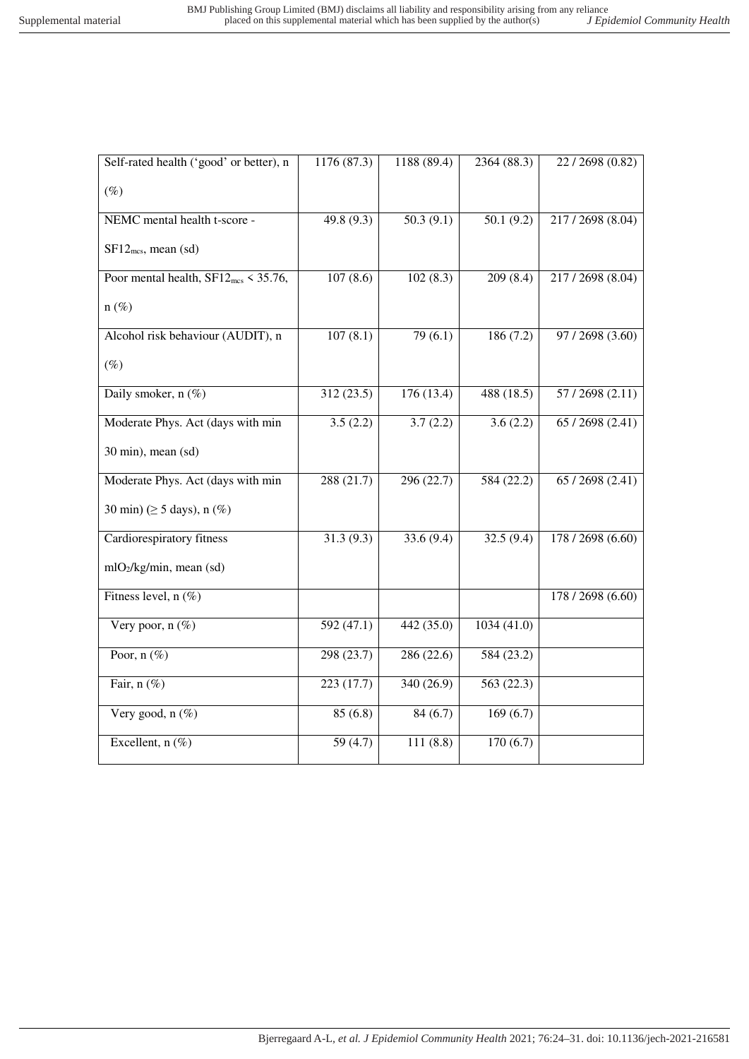| | | | | |
|---|---|---|---|---|
| Self-rated health ('good' or better), n (%) | 1176 (87.3) | 1188 (89.4) | 2364 (88.3) | 22 / 2698 (0.82) |
| NEMC mental health t-score - $SF12_{mcs}$, mean (sd) | 49.8 (9.3) | 50.3 (9.1) | 50.1 (9.2) | 217 / 2698 (8.04) |
| Poor mental health, $SF12_{mcs}$ < 35.76, n (%) | 107 (8.6) | 102 (8.3) | 209 (8.4) | 217 / 2698 (8.04) |
| Alcohol risk behaviour (AUDIT), n (%) | 107 (8.1) | 79 (6.1) | 186 (7.2) | 97 / 2698 (3.60) |
| Daily smoker, n (%) | 312 (23.5) | 176 (13.4) | 488 (18.5) | 57 / 2698 (2.11) |
| Moderate Phys. Act (days with min 30 min), mean (sd) | 3.5 (2.2) | 3.7 (2.2) | 3.6 (2.2) | 65 / 2698 (2.41) |
| Moderate Phys. Act (days with min 30 min) (≥ 5 days), n (%) | 288 (21.7) | 296 (22.7) | 584 (22.2) | 65 / 2698 (2.41) |
| Cardiorespiratory fitness $mlO_2$/kg/min, mean (sd) | 31.3 (9.3) | 33.6 (9.4) | 32.5 (9.4) | 178 / 2698 (6.60) |
| Fitness level, n (%) | | | | 178 / 2698 (6.60) |
| Very poor, n (%) | 592 (47.1) | 442 (35.0) | 1034 (41.0) | |
| Poor, n (%) | 298 (23.7) | 286 (22.6) | 584 (23.2) | |
| Fair, n (%) | 223 (17.7) | 340 (26.9) | 563 (22.3) | |
| Very good, n (%) | 85 (6.8) | 84 (6.7) | 169 (6.7) | |
| Excellent, n (%) | 59 (4.7) | 111 (8.8) | 170 (6.7) | |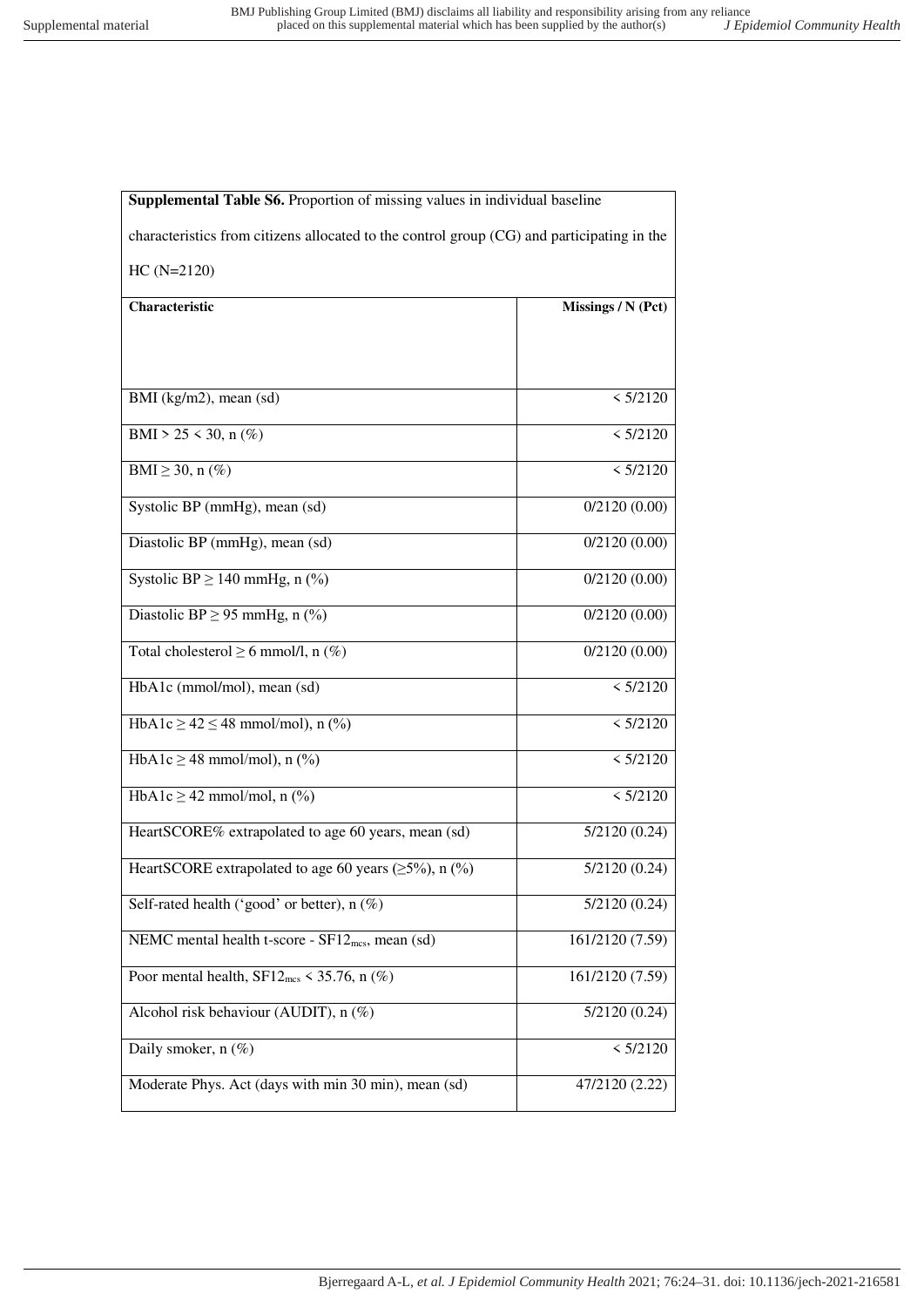**Supplemental Table S6.** Proportion of missing values in individual baseline characteristics from citizens allocated to the control group (CG) and participating in the HC (N=2120)

| Characteristic | Missings / N (Pct) |
|---|---|
| BMI (kg/m2), mean (sd) | < 5/2120 |
| BMI > 25 < 30, n (%) | < 5/2120 |
| BMI ≥ 30, n (%) | < 5/2120 |
| Systolic BP (mmHg), mean (sd) | 0/2120 (0.00) |
| Diastolic BP (mmHg), mean (sd) | 0/2120 (0.00) |
| Systolic BP ≥ 140 mmHg, n (%) | 0/2120 (0.00) |
| Diastolic BP ≥ 95 mmHg, n (%) | 0/2120 (0.00) |
| Total cholesterol ≥ 6 mmol/l, n (%) | 0/2120 (0.00) |
| HbA1c (mmol/mol), mean (sd) | < 5/2120 |
| HbA1c ≥ 42 ≤ 48 mmol/mol), n (%) | < 5/2120 |
| HbA1c ≥ 48 mmol/mol), n (%) | < 5/2120 |
| HbA1c ≥ 42 mmol/mol, n (%) | < 5/2120 |
| HeartSCORE% extrapolated to age 60 years, mean (sd) | 5/2120 (0.24) |
| HeartSCORE extrapolated to age 60 years (≥5%), n (%) | 5/2120 (0.24) |
| Self-rated health ('good' or better), n (%) | 5/2120 (0.24) |
| NEMC mental health t-score - $SF12_{mcs}$, mean (sd) | 161/2120 (7.59) |
| Poor mental health, $SF12_{mcs}$ < 35.76, n (%) | 161/2120 (7.59) |
| Alcohol risk behaviour (AUDIT), n (%) | 5/2120 (0.24) |
| Daily smoker, n (%) | < 5/2120 |
| Moderate Phys. Act (days with min 30 min), mean (sd) | 47/2120 (2.22) |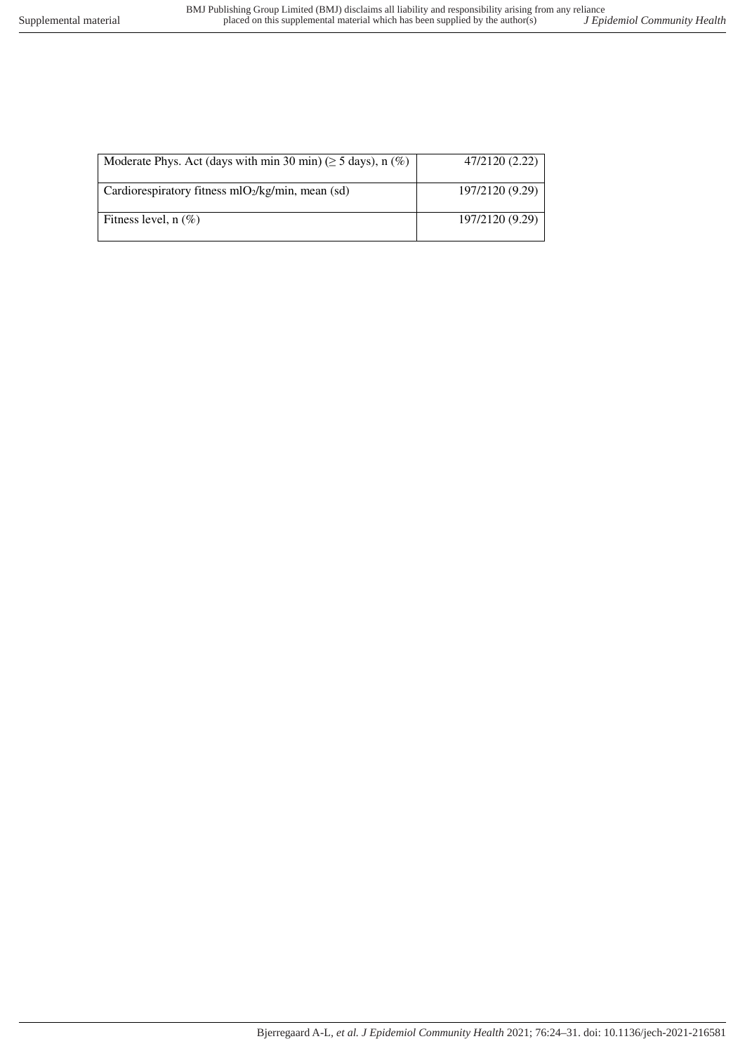| | |
|---|---|
| Moderate Phys. Act (days with min 30 min) (≥ 5 days), n (%) | 47/2120 (2.22) |
| Cardiorespiratory fitness $mlO_2$/kg/min, mean (sd) | 197/2120 (9.29) |
| Fitness level, n (%) | 197/2120 (9.29) |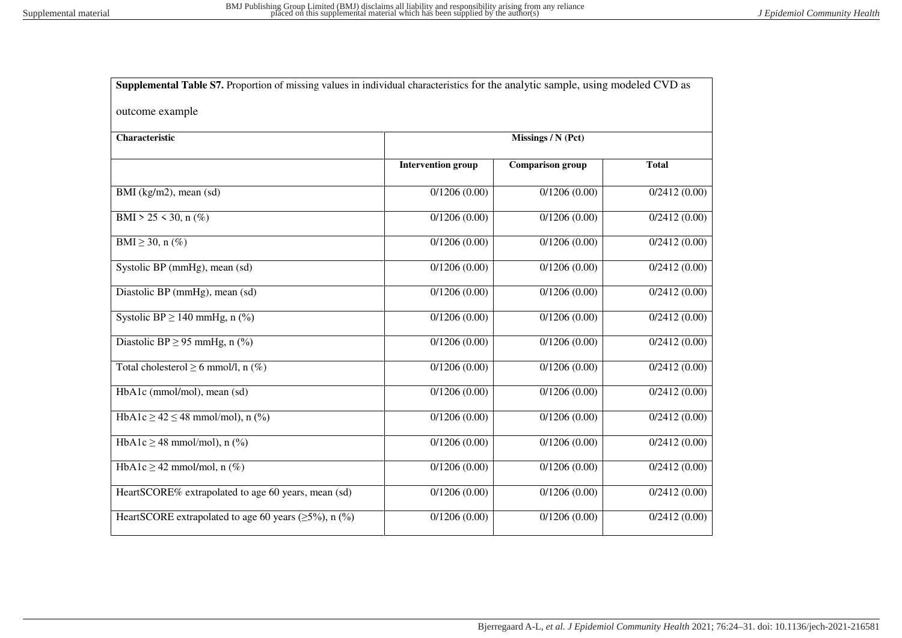**Supplemental Table S7.** Proportion of missing values in individual characteristics for the analytic sample, using modeled CVD as outcome example

| Characteristic | Missings / N (Pct) | | |
|---|---|---|---|
| | Intervention group | Comparison group | Total |
| BMI (kg/m2), mean (sd) | 0/1206 (0.00) | 0/1206 (0.00) | 0/2412 (0.00) |
| BMI > 25 < 30, n (%) | 0/1206 (0.00) | 0/1206 (0.00) | 0/2412 (0.00) |
| BMI ≥ 30, n (%) | 0/1206 (0.00) | 0/1206 (0.00) | 0/2412 (0.00) |
| Systolic BP (mmHg), mean (sd) | 0/1206 (0.00) | 0/1206 (0.00) | 0/2412 (0.00) |
| Diastolic BP (mmHg), mean (sd) | 0/1206 (0.00) | 0/1206 (0.00) | 0/2412 (0.00) |
| Systolic BP ≥ 140 mmHg, n (%) | 0/1206 (0.00) | 0/1206 (0.00) | 0/2412 (0.00) |
| Diastolic BP ≥ 95 mmHg, n (%) | 0/1206 (0.00) | 0/1206 (0.00) | 0/2412 (0.00) |
| Total cholesterol ≥ 6 mmol/l, n (%) | 0/1206 (0.00) | 0/1206 (0.00) | 0/2412 (0.00) |
| HbA1c (mmol/mol), mean (sd) | 0/1206 (0.00) | 0/1206 (0.00) | 0/2412 (0.00) |
| HbA1c ≥ 42 ≤ 48 mmol/mol), n (%) | 0/1206 (0.00) | 0/1206 (0.00) | 0/2412 (0.00) |
| HbA1c ≥ 48 mmol/mol), n (%) | 0/1206 (0.00) | 0/1206 (0.00) | 0/2412 (0.00) |
| HbA1c ≥ 42 mmol/mol, n (%) | 0/1206 (0.00) | 0/1206 (0.00) | 0/2412 (0.00) |
| HeartSCORE% extrapolated to age 60 years, mean (sd) | 0/1206 (0.00) | 0/1206 (0.00) | 0/2412 (0.00) |
| HeartSCORE extrapolated to age 60 years (≥5%), n (%) | 0/1206 (0.00) | 0/1206 (0.00) | 0/2412 (0.00) |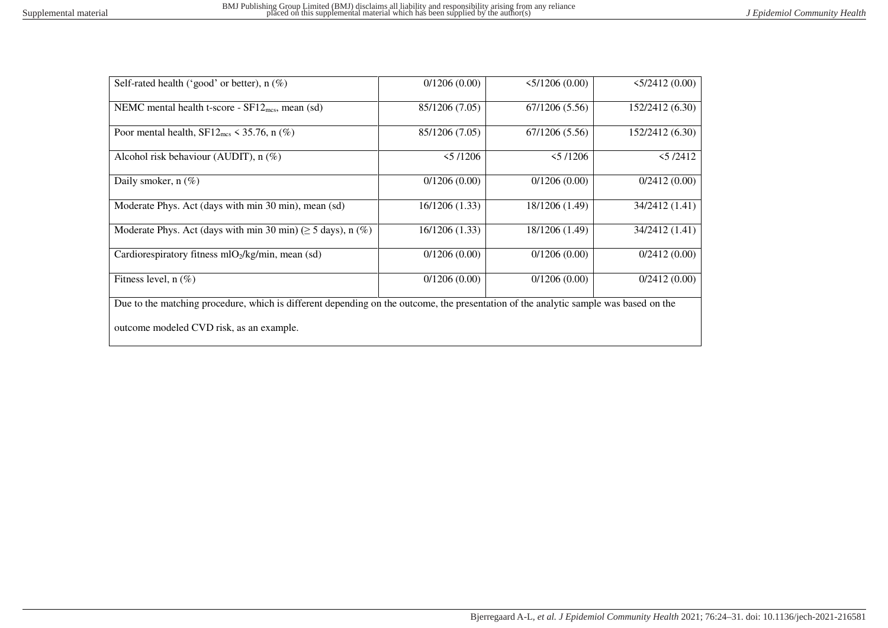| Self-rated health ('good' or better), n (%) | 0/1206 (0.00) | <5/1206 (0.00) | <5/2412 (0.00) |
|---|---|---|---|
| NEMC mental health t-score - $SF12_{mcs}$, mean (sd) | 85/1206 (7.05) | 67/1206 (5.56) | 152/2412 (6.30) |
| Poor mental health, $SF12_{mcs}$ < 35.76, n (%) | 85/1206 (7.05) | 67/1206 (5.56) | 152/2412 (6.30) |
| Alcohol risk behaviour (AUDIT), n (%) | <5 /1206 | <5 /1206 | <5 /2412 |
| Daily smoker, n (%) | 0/1206 (0.00) | 0/1206 (0.00) | 0/2412 (0.00) |
| Moderate Phys. Act (days with min 30 min), mean (sd) | 16/1206 (1.33) | 18/1206 (1.49) | 34/2412 (1.41) |
| Moderate Phys. Act (days with min 30 min) (≥ 5 days), n (%) | 16/1206 (1.33) | 18/1206 (1.49) | 34/2412 (1.41) |
| Cardiorespiratory fitness $mlO_2$/kg/min, mean (sd) | 0/1206 (0.00) | 0/1206 (0.00) | 0/2412 (0.00) |
| Fitness level, n (%) | 0/1206 (0.00) | 0/1206 (0.00) | 0/2412 (0.00) |

Due to the matching procedure, which is different depending on the outcome, the presentation of the analytic sample was based on the outcome modeled CVD risk, as an example.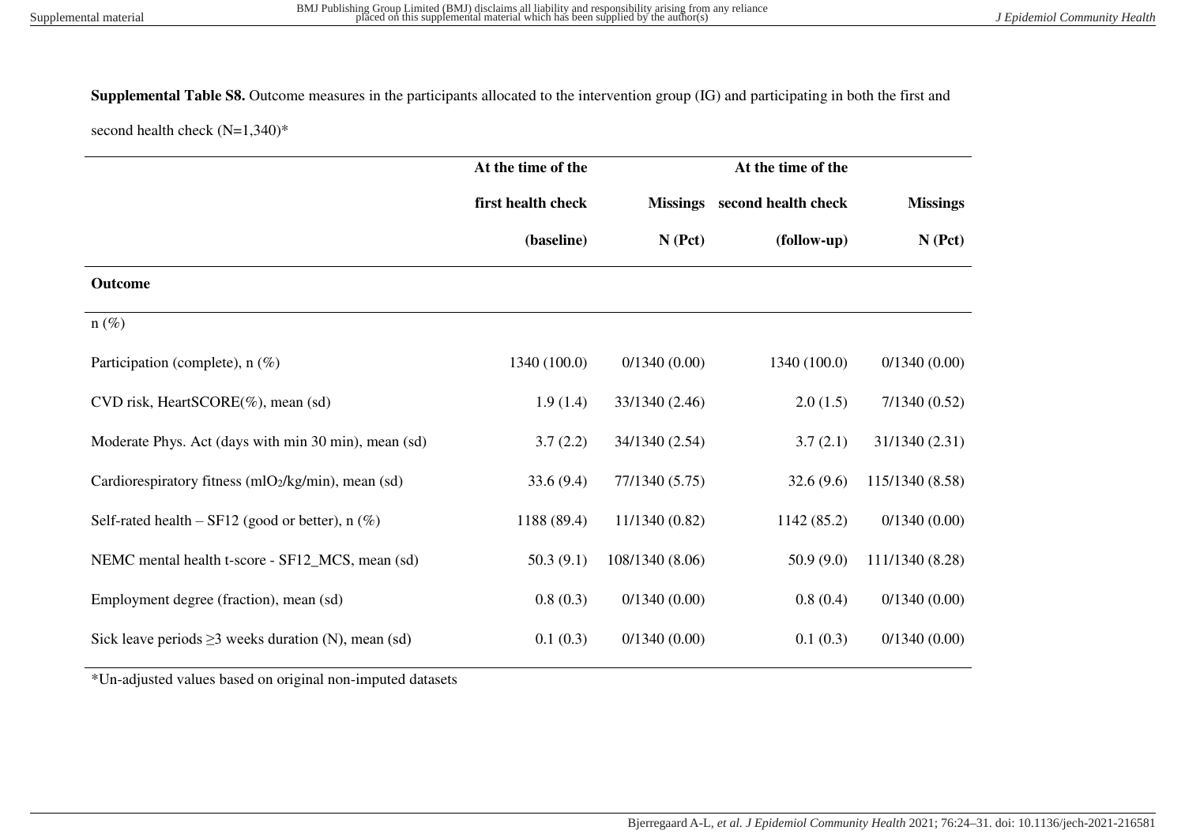**Supplemental Table S8.** Outcome measures in the participants allocated to the intervention group (IG) and participating in both the first and second health check (N=1,340)*

| | At the time of the first health check (baseline) | Missings N (Pct) | At the time of the second health check (follow-up) | Missings N (Pct) |
|---|---|---|---|---|
| **Outcome** | | | | |
| n (%) | | | | |
| Participation (complete), n (%) | 1340 (100.0) | 0/1340 (0.00) | 1340 (100.0) | 0/1340 (0.00) |
| CVD risk, HeartSCORE(%), mean (sd) | 1.9 (1.4) | 33/1340 (2.46) | 2.0 (1.5) | 7/1340 (0.52) |
| Moderate Phys. Act (days with min 30 min), mean (sd) | 3.7 (2.2) | 34/1340 (2.54) | 3.7 (2.1) | 31/1340 (2.31) |
| Cardiorespiratory fitness (mlO$_2$/kg/min), mean (sd) | 33.6 (9.4) | 77/1340 (5.75) | 32.6 (9.6) | 115/1340 (8.58) |
| Self-rated health – SF12 (good or better), n (%) | 1188 (89.4) | 11/1340 (0.82) | 1142 (85.2) | 0/1340 (0.00) |
| NEMC mental health t-score - SF12_MCS, mean (sd) | 50.3 (9.1) | 108/1340 (8.06) | 50.9 (9.0) | 111/1340 (8.28) |
| Employment degree (fraction), mean (sd) | 0.8 (0.3) | 0/1340 (0.00) | 0.8 (0.4) | 0/1340 (0.00) |
| Sick leave periods ≥3 weeks duration (N), mean (sd) | 0.1 (0.3) | 0/1340 (0.00) | 0.1 (0.3) | 0/1340 (0.00) |

*Un-adjusted values based on original non-imputed datasets